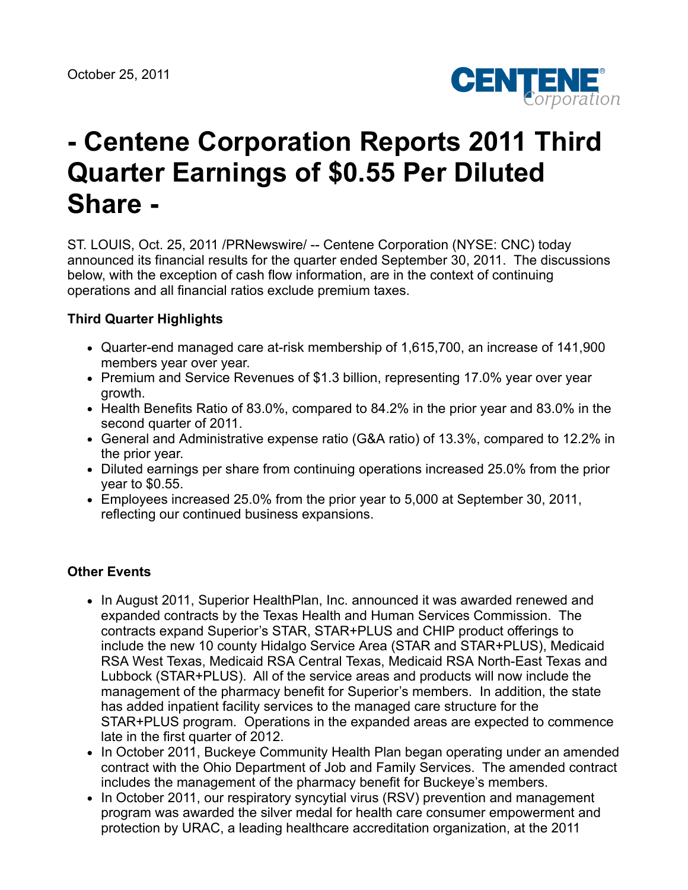October 25, 2011

# - Centene Corporation Reports 2011 Third Quarter Earnings of $0.55 Per Diluted Share -

ST. LOUIS, Oct. 25, 2011 /PRNewswire/ -- Centene Corporation (NYSE: CNC) today announced its financial results for the quarter ended September 30, 2011. The discussions below, with the exception of cash flow information, are in the context of continuing operations and all financial ratios exclude premium taxes.

**Third Quarter Highlights**

- Quarter-end managed care at-risk membership of 1,615,700, an increase of 141,900 members year over year.
- Premium and Service Revenues of $1.3 billion, representing 17.0% year over year growth.
- Health Benefits Ratio of 83.0%, compared to 84.2% in the prior year and 83.0% in the second quarter of 2011.
- General and Administrative expense ratio (G&A ratio) of 13.3%, compared to 12.2% in the prior year.
- Diluted earnings per share from continuing operations increased 25.0% from the prior year to $0.55.
- Employees increased 25.0% from the prior year to 5,000 at September 30, 2011, reflecting our continued business expansions.

**Other Events**

- In August 2011, Superior HealthPlan, Inc. announced it was awarded renewed and expanded contracts by the Texas Health and Human Services Commission. The contracts expand Superior's STAR, STAR+PLUS and CHIP product offerings to include the new 10 county Hidalgo Service Area (STAR and STAR+PLUS), Medicaid RSA West Texas, Medicaid RSA Central Texas, Medicaid RSA North-East Texas and Lubbock (STAR+PLUS). All of the service areas and products will now include the management of the pharmacy benefit for Superior's members. In addition, the state has added inpatient facility services to the managed care structure for the STAR+PLUS program. Operations in the expanded areas are expected to commence late in the first quarter of 2012.
- In October 2011, Buckeye Community Health Plan began operating under an amended contract with the Ohio Department of Job and Family Services. The amended contract includes the management of the pharmacy benefit for Buckeye's members.
- In October 2011, our respiratory syncytial virus (RSV) prevention and management program was awarded the silver medal for health care consumer empowerment and protection by URAC, a leading healthcare accreditation organization, at the 2011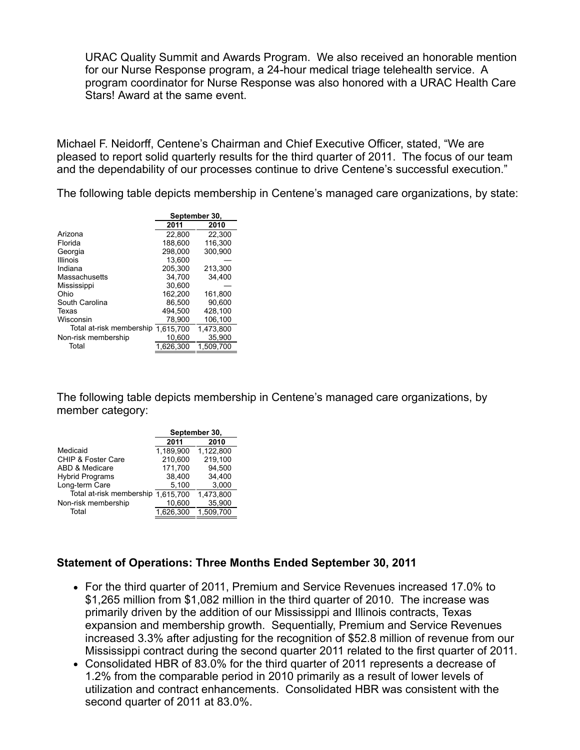URAC Quality Summit and Awards Program. We also received an honorable mention for our Nurse Response program, a 24-hour medical triage telehealth service. A program coordinator for Nurse Response was also honored with a URAC Health Care Stars! Award at the same event.

Michael F. Neidorff, Centene's Chairman and Chief Executive Officer, stated, "We are pleased to report solid quarterly results for the third quarter of 2011. The focus of our team and the dependability of our processes continue to drive Centene's successful execution."

The following table depicts membership in Centene's managed care organizations, by state:

| | September 30, | |
|---|---|---|
| | 2011 | 2010 |
| Arizona | 22,800 | 22,300 |
| Florida | 188,600 | 116,300 |
| Georgia | 298,000 | 300,900 |
| Illinois | 13,600 | — |
| Indiana | 205,300 | 213,300 |
| Massachusetts | 34,700 | 34,400 |
| Mississippi | 30,600 | — |
| Ohio | 162,200 | 161,800 |
| South Carolina | 86,500 | 90,600 |
| Texas | 494,500 | 428,100 |
| Wisconsin | 78,900 | 106,100 |
| Total at-risk membership | 1,615,700 | 1,473,800 |
| Non-risk membership | 10,600 | 35,900 |
| Total | 1,626,300 | 1,509,700 |

The following table depicts membership in Centene's managed care organizations, by member category:

| | September 30, | |
|---|---|---|
| | 2011 | 2010 |
| Medicaid | 1,189,900 | 1,122,800 |
| CHIP & Foster Care | 210,600 | 219,100 |
| ABD & Medicare | 171,700 | 94,500 |
| Hybrid Programs | 38,400 | 34,400 |
| Long-term Care | 5,100 | 3,000 |
| Total at-risk membership | 1,615,700 | 1,473,800 |
| Non-risk membership | 10,600 | 35,900 |
| Total | 1,626,300 | 1,509,700 |

**Statement of Operations: Three Months Ended September 30, 2011**

- For the third quarter of 2011, Premium and Service Revenues increased 17.0% to \$1,265 million from \$1,082 million in the third quarter of 2010. The increase was primarily driven by the addition of our Mississippi and Illinois contracts, Texas expansion and membership growth. Sequentially, Premium and Service Revenues increased 3.3% after adjusting for the recognition of \$52.8 million of revenue from our Mississippi contract during the second quarter 2011 related to the first quarter of 2011.
- Consolidated HBR of 83.0% for the third quarter of 2011 represents a decrease of 1.2% from the comparable period in 2010 primarily as a result of lower levels of utilization and contract enhancements. Consolidated HBR was consistent with the second quarter of 2011 at 83.0%.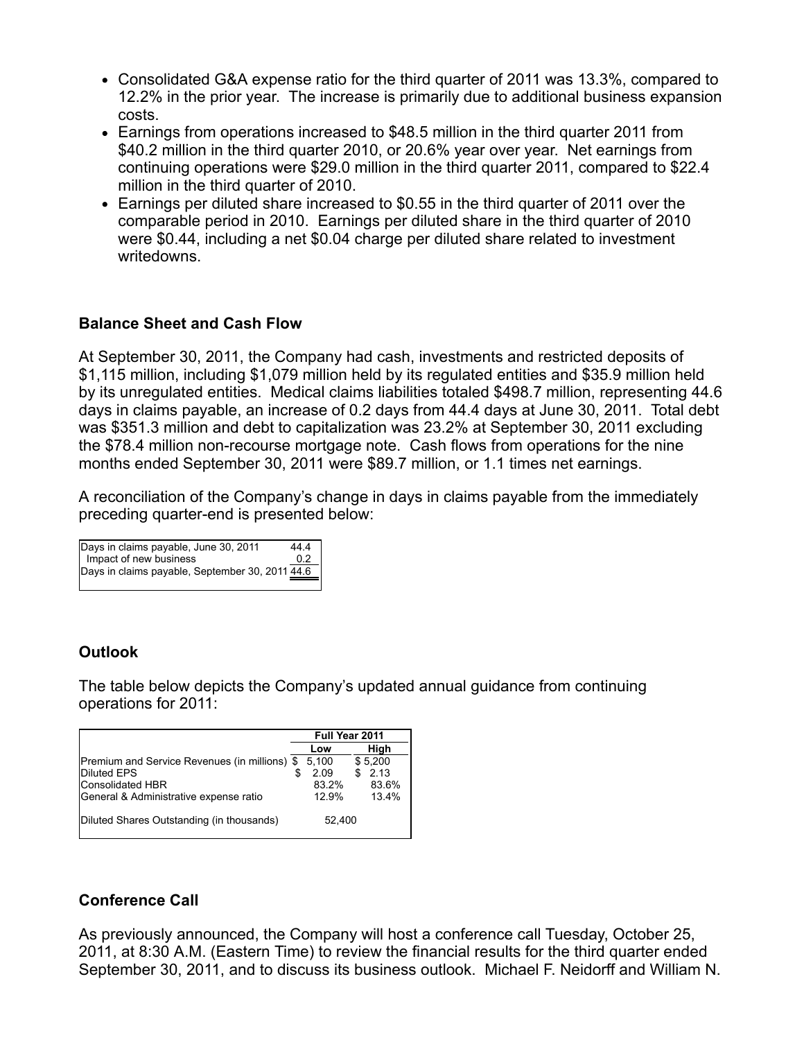- Consolidated G&A expense ratio for the third quarter of 2011 was 13.3%, compared to 12.2% in the prior year. The increase is primarily due to additional business expansion costs.
- Earnings from operations increased to $48.5 million in the third quarter 2011 from $40.2 million in the third quarter 2010, or 20.6% year over year. Net earnings from continuing operations were $29.0 million in the third quarter 2011, compared to $22.4 million in the third quarter of 2010.
- Earnings per diluted share increased to $0.55 in the third quarter of 2011 over the comparable period in 2010. Earnings per diluted share in the third quarter of 2010 were $0.44, including a net $0.04 charge per diluted share related to investment writedowns.

### Balance Sheet and Cash Flow

At September 30, 2011, the Company had cash, investments and restricted deposits of $1,115 million, including $1,079 million held by its regulated entities and $35.9 million held by its unregulated entities. Medical claims liabilities totaled $498.7 million, representing 44.6 days in claims payable, an increase of 0.2 days from 44.4 days at June 30, 2011. Total debt was $351.3 million and debt to capitalization was 23.2% at September 30, 2011 excluding the $78.4 million non-recourse mortgage note. Cash flows from operations for the nine months ended September 30, 2011 were $89.7 million, or 1.1 times net earnings.

A reconciliation of the Company's change in days in claims payable from the immediately preceding quarter-end is presented below:

| | |
|---|---|
| Days in claims payable, June 30, 2011 | 44.4 |
| Impact of new business | 0.2 |
| Days in claims payable, September 30, 2011 | 44.6 |

### Outlook

The table below depicts the Company's updated annual guidance from continuing operations for 2011:

| | Full Year 2011 | |
|---|---|---|
| | Low | High |
| Premium and Service Revenues (in millions) | $ 5,100 | $ 5,200 |
| Diluted EPS | $ 2.09 | $ 2.13 |
| Consolidated HBR | 83.2% | 83.6% |
| General & Administrative expense ratio | 12.9% | 13.4% |
| Diluted Shares Outstanding (in thousands) | 52,400 | |

### Conference Call

As previously announced, the Company will host a conference call Tuesday, October 25, 2011, at 8:30 A.M. (Eastern Time) to review the financial results for the third quarter ended September 30, 2011, and to discuss its business outlook. Michael F. Neidorff and William N.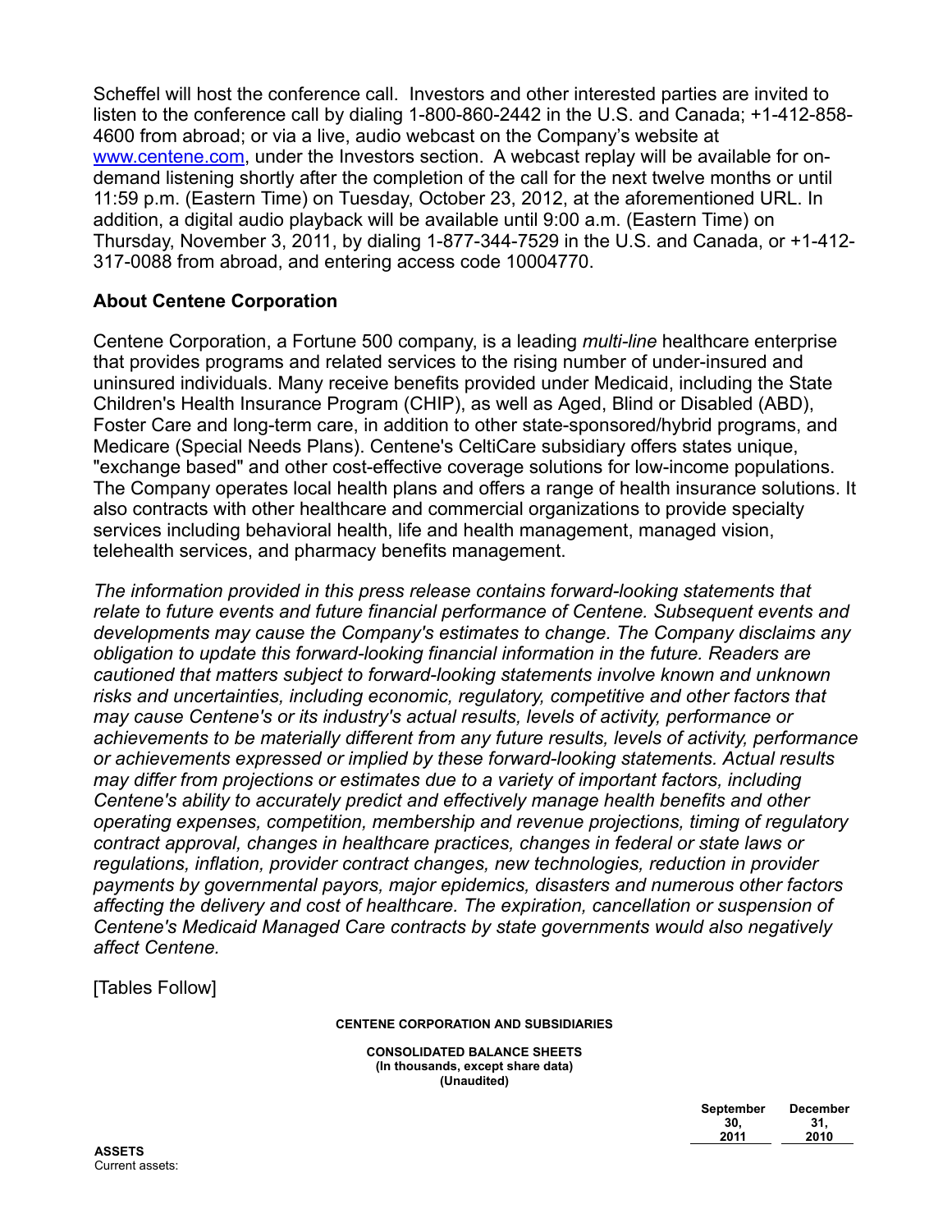Scheffel will host the conference call. Investors and other interested parties are invited to listen to the conference call by dialing 1-800-860-2442 in the U.S. and Canada; +1-412-858-4600 from abroad; or via a live, audio webcast on the Company's website at www.centene.com, under the Investors section. A webcast replay will be available for on-demand listening shortly after the completion of the call for the next twelve months or until 11:59 p.m. (Eastern Time) on Tuesday, October 23, 2012, at the aforementioned URL. In addition, a digital audio playback will be available until 9:00 a.m. (Eastern Time) on Thursday, November 3, 2011, by dialing 1-877-344-7529 in the U.S. and Canada, or +1-412-317-0088 from abroad, and entering access code 10004770.

## About Centene Corporation

Centene Corporation, a Fortune 500 company, is a leading *multi-line* healthcare enterprise that provides programs and related services to the rising number of under-insured and uninsured individuals. Many receive benefits provided under Medicaid, including the State Children's Health Insurance Program (CHIP), as well as Aged, Blind or Disabled (ABD), Foster Care and long-term care, in addition to other state-sponsored/hybrid programs, and Medicare (Special Needs Plans). Centene's CeltiCare subsidiary offers states unique, "exchange based" and other cost-effective coverage solutions for low-income populations. The Company operates local health plans and offers a range of health insurance solutions. It also contracts with other healthcare and commercial organizations to provide specialty services including behavioral health, life and health management, managed vision, telehealth services, and pharmacy benefits management.

*The information provided in this press release contains forward-looking statements that relate to future events and future financial performance of Centene. Subsequent events and developments may cause the Company's estimates to change. The Company disclaims any obligation to update this forward-looking financial information in the future. Readers are cautioned that matters subject to forward-looking statements involve known and unknown risks and uncertainties, including economic, regulatory, competitive and other factors that may cause Centene's or its industry's actual results, levels of activity, performance or achievements to be materially different from any future results, levels of activity, performance or achievements expressed or implied by these forward-looking statements. Actual results may differ from projections or estimates due to a variety of important factors, including Centene's ability to accurately predict and effectively manage health benefits and other operating expenses, competition, membership and revenue projections, timing of regulatory contract approval, changes in healthcare practices, changes in federal or state laws or regulations, inflation, provider contract changes, new technologies, reduction in provider payments by governmental payors, major epidemics, disasters and numerous other factors affecting the delivery and cost of healthcare. The expiration, cancellation or suspension of Centene's Medicaid Managed Care contracts by state governments would also negatively affect Centene.*

[Tables Follow]

**CENTENE CORPORATION AND SUBSIDIARIES**

**CONSOLIDATED BALANCE SHEETS**
**(In thousands, except share data)**
**(Unaudited)**

| | September 30, 2011 | December 31, 2010 |
|---|---|---|
| **ASSETS** | | |
| Current assets: | | |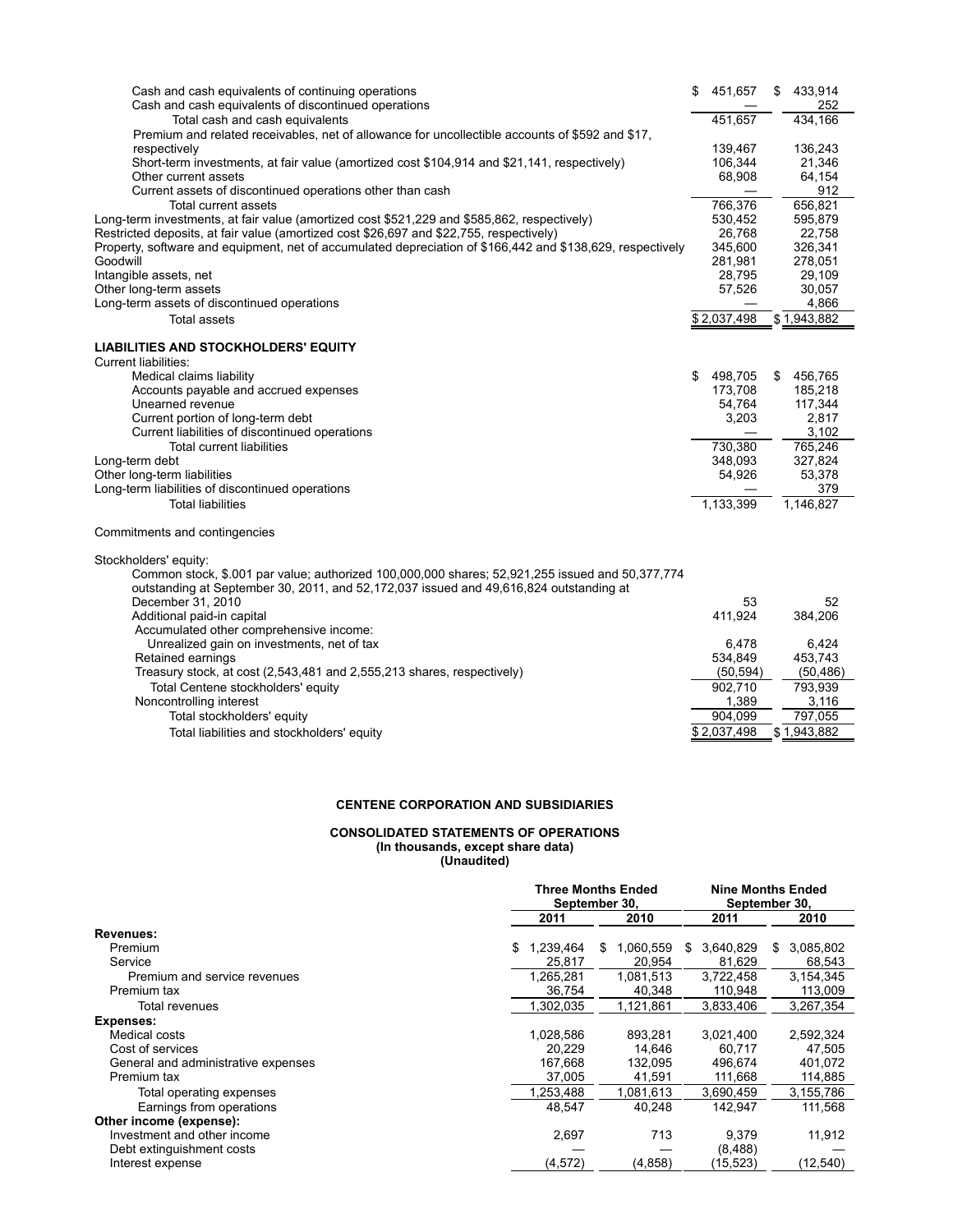| | | |
|---|---|---|
| Cash and cash equivalents of continuing operations | $ 451,657 | $ 433,914 |
| Cash and cash equivalents of discontinued operations | — | 252 |
| Total cash and cash equivalents | 451,657 | 434,166 |
| Premium and related receivables, net of allowance for uncollectible accounts of $592 and $17, respectively | 139,467 | 136,243 |
| Short-term investments, at fair value (amortized cost $104,914 and $21,141, respectively) | 106,344 | 21,346 |
| Other current assets | 68,908 | 64,154 |
| Current assets of discontinued operations other than cash | — | 912 |
| Total current assets | 766,376 | 656,821 |
| Long-term investments, at fair value (amortized cost $521,229 and $585,862, respectively) | 530,452 | 595,879 |
| Restricted deposits, at fair value (amortized cost $26,697 and $22,755, respectively) | 26,768 | 22,758 |
| Property, software and equipment, net of accumulated depreciation of $166,442 and $138,629, respectively | 345,600 | 326,341 |
| Goodwill | 281,981 | 278,051 |
| Intangible assets, net | 28,795 | 29,109 |
| Other long-term assets | 57,526 | 30,057 |
| Long-term assets of discontinued operations | — | 4,866 |
| Total assets | $ 2,037,498 | $ 1,943,882 |
| **LIABILITIES AND STOCKHOLDERS' EQUITY** | | |
| Current liabilities: | | |
| Medical claims liability | $ 498,705 | $ 456,765 |
| Accounts payable and accrued expenses | 173,708 | 185,218 |
| Unearned revenue | 54,764 | 117,344 |
| Current portion of long-term debt | 3,203 | 2,817 |
| Current liabilities of discontinued operations | — | 3,102 |
| Total current liabilities | 730,380 | 765,246 |
| Long-term debt | 348,093 | 327,824 |
| Other long-term liabilities | 54,926 | 53,378 |
| Long-term liabilities of discontinued operations | — | 379 |
| Total liabilities | 1,133,399 | 1,146,827 |
| Commitments and contingencies | | |
| Stockholders' equity: | | |
| Common stock, $.001 par value; authorized 100,000,000 shares; 52,921,255 issued and 50,377,774 outstanding at September 30, 2011, and 52,172,037 issued and 49,616,824 outstanding at December 31, 2010 | 53 | 52 |
| Additional paid-in capital | 411,924 | 384,206 |
| Accumulated other comprehensive income: | | |
| Unrealized gain on investments, net of tax | 6,478 | 6,424 |
| Retained earnings | 534,849 | 453,743 |
| Treasury stock, at cost (2,543,481 and 2,555,213 shares, respectively) | (50,594) | (50,486) |
| Total Centene stockholders' equity | 902,710 | 793,939 |
| Noncontrolling interest | 1,389 | 3,116 |
| Total stockholders' equity | 904,099 | 797,055 |
| Total liabilities and stockholders' equity | $ 2,037,498 | $ 1,943,882 |

**CENTENE CORPORATION AND SUBSIDIARIES**

**CONSOLIDATED STATEMENTS OF OPERATIONS**
**(In thousands, except share data)**
**(Unaudited)**

| | Three Months Ended September 30, | | Nine Months Ended September 30, | |
|---|---|---|---|---|
| | 2011 | 2010 | 2011 | 2010 |
| **Revenues:** | | | | |
| Premium | $ 1,239,464 | $ 1,060,559 | $ 3,640,829 | $ 3,085,802 |
| Service | 25,817 | 20,954 | 81,629 | 68,543 |
| Premium and service revenues | 1,265,281 | 1,081,513 | 3,722,458 | 3,154,345 |
| Premium tax | 36,754 | 40,348 | 110,948 | 113,009 |
| Total revenues | 1,302,035 | 1,121,861 | 3,833,406 | 3,267,354 |
| **Expenses:** | | | | |
| Medical costs | 1,028,586 | 893,281 | 3,021,400 | 2,592,324 |
| Cost of services | 20,229 | 14,646 | 60,717 | 47,505 |
| General and administrative expenses | 167,668 | 132,095 | 496,674 | 401,072 |
| Premium tax | 37,005 | 41,591 | 111,668 | 114,885 |
| Total operating expenses | 1,253,488 | 1,081,613 | 3,690,459 | 3,155,786 |
| Earnings from operations | 48,547 | 40,248 | 142,947 | 111,568 |
| **Other income (expense):** | | | | |
| Investment and other income | 2,697 | 713 | 9,379 | 11,912 |
| Debt extinguishment costs | — | — | (8,488) | — |
| Interest expense | (4,572) | (4,858) | (15,523) | (12,540) |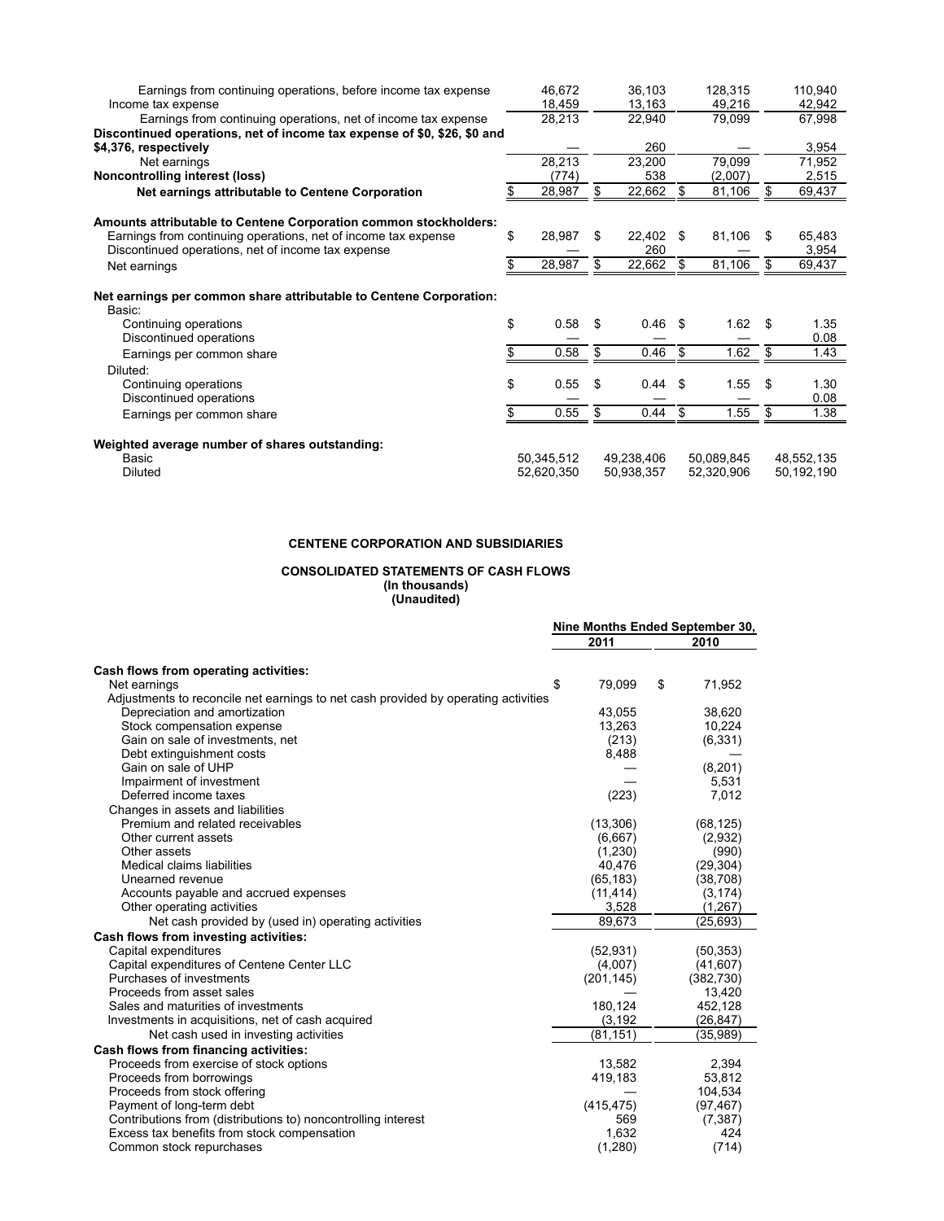| | | | | |
|---|---|---|---|---|
| Earnings from continuing operations, before income tax expense | 46,672 | 36,103 | 128,315 | 110,940 |
| Income tax expense | 18,459 | 13,163 | 49,216 | 42,942 |
| Earnings from continuing operations, net of income tax expense | 28,213 | 22,940 | 79,099 | 67,998 |
| **Discontinued operations, net of income tax expense of $0, $26, $0 and $4,376, respectively** | — | 260 | — | 3,954 |
| Net earnings | 28,213 | 23,200 | 79,099 | 71,952 |
| **Noncontrolling interest (loss)** | (774) | 538 | (2,007) | 2,515 |
| **Net earnings attributable to Centene Corporation** | $ 28,987 | $ 22,662 | $ 81,106 | $ 69,437 |
| | | | | |
| **Amounts attributable to Centene Corporation common stockholders:** | | | | |
| Earnings from continuing operations, net of income tax expense | $ 28,987 | $ 22,402 | $ 81,106 | $ 65,483 |
| Discontinued operations, net of income tax expense | — | 260 | — | 3,954 |
| Net earnings | $ 28,987 | $ 22,662 | $ 81,106 | $ 69,437 |
| | | | | |
| **Net earnings per common share attributable to Centene Corporation:** | | | | |
| Basic: | | | | |
| Continuing operations | $ 0.58 | $ 0.46 | $ 1.62 | $ 1.35 |
| Discontinued operations | — | — | — | 0.08 |
| Earnings per common share | $ 0.58 | $ 0.46 | $ 1.62 | $ 1.43 |
| Diluted: | | | | |
| Continuing operations | $ 0.55 | $ 0.44 | $ 1.55 | $ 1.30 |
| Discontinued operations | — | — | — | 0.08 |
| Earnings per common share | $ 0.55 | $ 0.44 | $ 1.55 | $ 1.38 |
| | | | | |
| **Weighted average number of shares outstanding:** | | | | |
| Basic | 50,345,512 | 49,238,406 | 50,089,845 | 48,552,135 |
| Diluted | 52,620,350 | 50,938,357 | 52,320,906 | 50,192,190 |

**CENTENE CORPORATION AND SUBSIDIARIES**

**CONSOLIDATED STATEMENTS OF CASH FLOWS**
**(In thousands)**
**(Unaudited)**

| | Nine Months Ended September 30, | |
|---|---|---|
| | 2011 | 2010 |
| **Cash flows from operating activities:** | | |
| Net earnings | $ 79,099 | $ 71,952 |
| Adjustments to reconcile net earnings to net cash provided by operating activities | | |
| Depreciation and amortization | 43,055 | 38,620 |
| Stock compensation expense | 13,263 | 10,224 |
| Gain on sale of investments, net | (213) | (6,331) |
| Debt extinguishment costs | 8,488 | — |
| Gain on sale of UHP | — | (8,201) |
| Impairment of investment | — | 5,531 |
| Deferred income taxes | (223) | 7,012 |
| Changes in assets and liabilities | | |
| Premium and related receivables | (13,306) | (68,125) |
| Other current assets | (6,667) | (2,932) |
| Other assets | (1,230) | (990) |
| Medical claims liabilities | 40,476 | (29,304) |
| Unearned revenue | (65,183) | (38,708) |
| Accounts payable and accrued expenses | (11,414) | (3,174) |
| Other operating activities | 3,528 | (1,267) |
| Net cash provided by (used in) operating activities | 89,673 | (25,693) |
| **Cash flows from investing activities:** | | |
| Capital expenditures | (52,931) | (50,353) |
| Capital expenditures of Centene Center LLC | (4,007) | (41,607) |
| Purchases of investments | (201,145) | (382,730) |
| Proceeds from asset sales | — | 13,420 |
| Sales and maturities of investments | 180,124 | 452,128 |
| Investments in acquisitions, net of cash acquired | (3,192 | (26,847) |
| Net cash used in investing activities | (81,151) | (35,989) |
| **Cash flows from financing activities:** | | |
| Proceeds from exercise of stock options | 13,582 | 2,394 |
| Proceeds from borrowings | 419,183 | 53,812 |
| Proceeds from stock offering | — | 104,534 |
| Payment of long-term debt | (415,475) | (97,467) |
| Contributions from (distributions to) noncontrolling interest | 569 | (7,387) |
| Excess tax benefits from stock compensation | 1,632 | 424 |
| Common stock repurchases | (1,280) | (714) |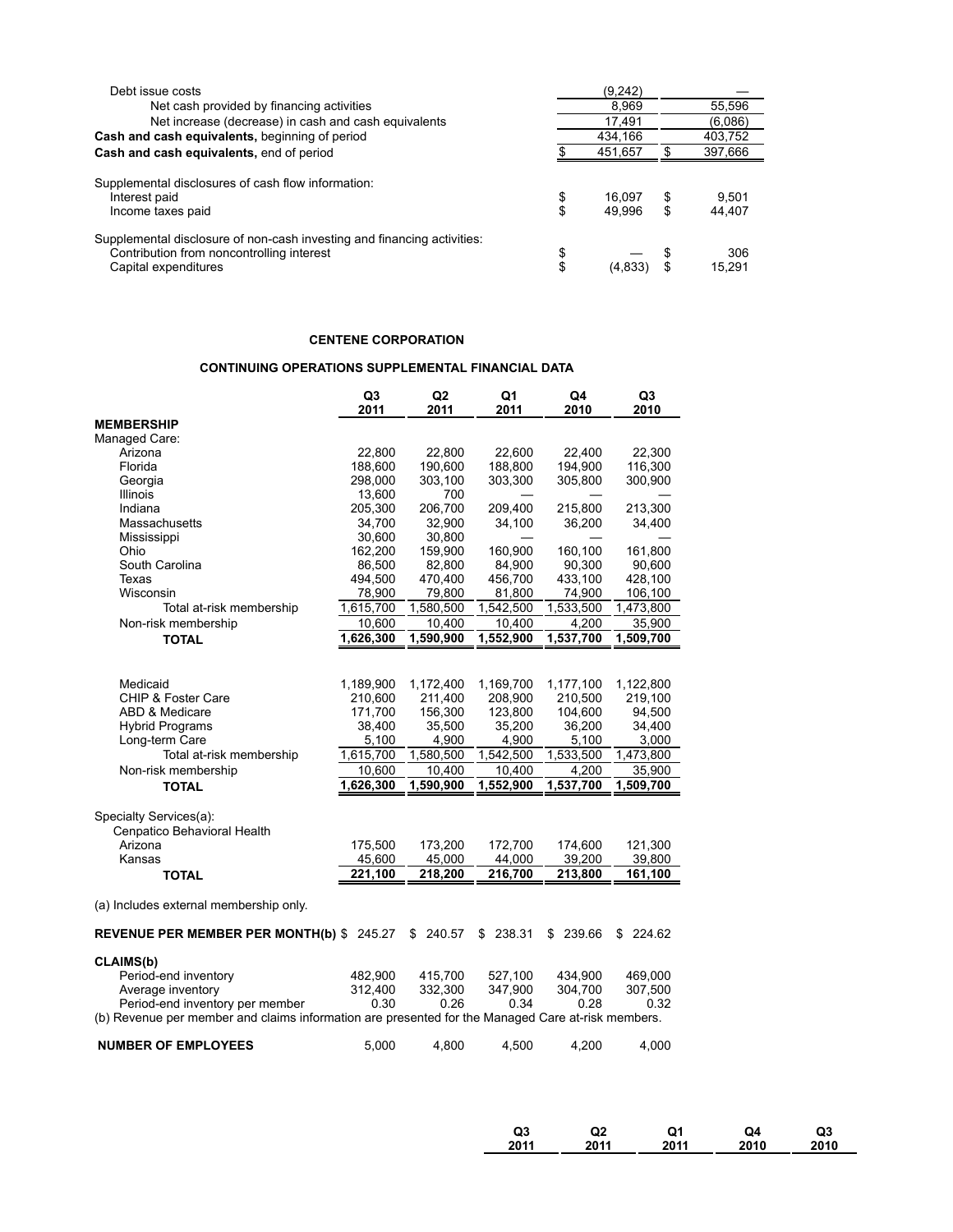| | | |
|---|---|---|
| Debt issue costs | (9,242) | — |
| Net cash provided by financing activities | 8,969 | 55,596 |
| Net increase (decrease) in cash and cash equivalents | 17,491 | (6,086) |
| **Cash and cash equivalents,** beginning of period | 434,166 | 403,752 |
| **Cash and cash equivalents,** end of period | $ 451,657 | $ 397,666 |
| | | |
| Supplemental disclosures of cash flow information: | | |
| Interest paid | $ 16,097 | $ 9,501 |
| Income taxes paid | $ 49,996 | $ 44,407 |
| | | |
| Supplemental disclosure of non-cash investing and financing activities: | | |
| Contribution from noncontrolling interest | $ — | $ 306 |
| Capital expenditures | $ (4,833) | $ 15,291 |

**CENTENE CORPORATION**

**CONTINUING OPERATIONS SUPPLEMENTAL FINANCIAL DATA**

| | Q3 2011 | Q2 2011 | Q1 2011 | Q4 2010 | Q3 2010 |
|---|---|---|---|---|---|
| **MEMBERSHIP** | | | | | |
| Managed Care: | | | | | |
| Arizona | 22,800 | 22,800 | 22,600 | 22,400 | 22,300 |
| Florida | 188,600 | 190,600 | 188,800 | 194,900 | 116,300 |
| Georgia | 298,000 | 303,100 | 303,300 | 305,800 | 300,900 |
| Illinois | 13,600 | 700 | — | — | — |
| Indiana | 205,300 | 206,700 | 209,400 | 215,800 | 213,300 |
| Massachusetts | 34,700 | 32,900 | 34,100 | 36,200 | 34,400 |
| Mississippi | 30,600 | 30,800 | — | — | — |
| Ohio | 162,200 | 159,900 | 160,900 | 160,100 | 161,800 |
| South Carolina | 86,500 | 82,800 | 84,900 | 90,300 | 90,600 |
| Texas | 494,500 | 470,400 | 456,700 | 433,100 | 428,100 |
| Wisconsin | 78,900 | 79,800 | 81,800 | 74,900 | 106,100 |
| Total at-risk membership | 1,615,700 | 1,580,500 | 1,542,500 | 1,533,500 | 1,473,800 |
| Non-risk membership | 10,600 | 10,400 | 10,400 | 4,200 | 35,900 |
| **TOTAL** | **1,626,300** | **1,590,900** | **1,552,900** | **1,537,700** | **1,509,700** |
| | | | | | |
| Medicaid | 1,189,900 | 1,172,400 | 1,169,700 | 1,177,100 | 1,122,800 |
| CHIP & Foster Care | 210,600 | 211,400 | 208,900 | 210,500 | 219,100 |
| ABD & Medicare | 171,700 | 156,300 | 123,800 | 104,600 | 94,500 |
| Hybrid Programs | 38,400 | 35,500 | 35,200 | 36,200 | 34,400 |
| Long-term Care | 5,100 | 4,900 | 4,900 | 5,100 | 3,000 |
| Total at-risk membership | 1,615,700 | 1,580,500 | 1,542,500 | 1,533,500 | 1,473,800 |
| Non-risk membership | 10,600 | 10,400 | 10,400 | 4,200 | 35,900 |
| **TOTAL** | **1,626,300** | **1,590,900** | **1,552,900** | **1,537,700** | **1,509,700** |
| | | | | | |
| Specialty Services(a): | | | | | |
| Cenpatico Behavioral Health | | | | | |
| Arizona | 175,500 | 173,200 | 172,700 | 174,600 | 121,300 |
| Kansas | 45,600 | 45,000 | 44,000 | 39,200 | 39,800 |
| **TOTAL** | **221,100** | **218,200** | **216,700** | **213,800** | **161,100** |

(a) Includes external membership only.

| | Q3 2011 | Q2 2011 | Q1 2011 | Q4 2010 | Q3 2010 |
|---|---|---|---|---|---|
| **REVENUE PER MEMBER PER MONTH(b)** | $ 245.27 | $ 240.57 | $ 238.31 | $ 239.66 | $ 224.62 |
| **CLAIMS(b)** | | | | | |
| Period-end inventory | 482,900 | 415,700 | 527,100 | 434,900 | 469,000 |
| Average inventory | 312,400 | 332,300 | 347,900 | 304,700 | 307,500 |
| Period-end inventory per member | 0.30 | 0.26 | 0.34 | 0.28 | 0.32 |

(b) Revenue per member and claims information are presented for the Managed Care at-risk members.

| | Q3 2011 | Q2 2011 | Q1 2011 | Q4 2010 | Q3 2010 |
|---|---|---|---|---|---|
| **NUMBER OF EMPLOYEES** | 5,000 | 4,800 | 4,500 | 4,200 | 4,000 |

| Q3 2011 | Q2 2011 | Q1 2011 | Q4 2010 | Q3 2010 |
|---|---|---|---|---|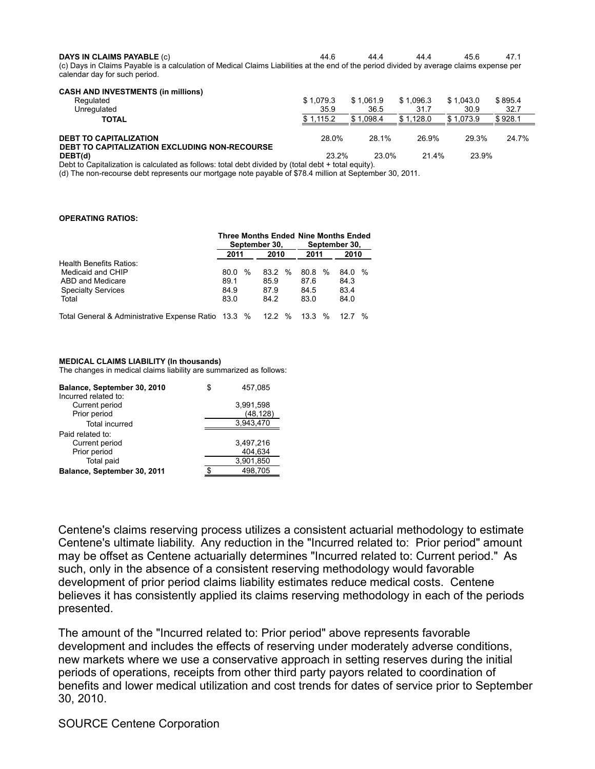| | | | | | |
|---|---|---|---|---|---|
| **DAYS IN CLAIMS PAYABLE** (c) | 44.6 | 44.4 | 44.4 | 45.6 | 47.1 |

(c) Days in Claims Payable is a calculation of Medical Claims Liabilities at the end of the period divided by average claims expense per calendar day for such period.

| **CASH AND INVESTMENTS (in millions)** | | | | | |
|---|---|---|---|---|---|
| Regulated | $ 1,079.3 | $ 1,061.9 | $ 1,096.3 | $ 1,043.0 | $ 895.4 |
| Unregulated | 35.9 | 36.5 | 31.7 | 30.9 | 32.7 |
| **TOTAL** | $ 1,115.2 | $ 1,098.4 | $ 1,128.0 | $ 1,073.9 | $ 928.1 |
| **DEBT TO CAPITALIZATION** | 28.0% | 28.1% | 26.9% | 29.3% | 24.7% |
| **DEBT TO CAPITALIZATION EXCLUDING NON-RECOURSE DEBT(d)** | 23.2% | 23.0% | 21.4% | 23.9% | |

Debt to Capitalization is calculated as follows: total debt divided by (total debt + total equity).

(d) The non-recourse debt represents our mortgage note payable of $78.4 million at September 30, 2011.

**OPERATING RATIOS:**

| | Three Months Ended September 30, | | Nine Months Ended September 30, | |
|---|---|---|---|---|
| | 2011 | 2010 | 2011 | 2010 |
| Health Benefits Ratios: | | | | |
| Medicaid and CHIP | 80.0 % | 83.2 % | 80.8 % | 84.0 % |
| ABD and Medicare | 89.1 | 85.9 | 87.6 | 84.3 |
| Specialty Services | 84.9 | 87.9 | 84.5 | 83.4 |
| Total | 83.0 | 84.2 | 83.0 | 84.0 |
| Total General & Administrative Expense Ratio | 13.3 % | 12.2 % | 13.3 % | 12.7 % |

**MEDICAL CLAIMS LIABILITY (In thousands)**

The changes in medical claims liability are summarized as follows:

| | |
|---|---|
| **Balance, September 30, 2010** | $ 457,085 |
| Incurred related to: | |
| Current period | 3,991,598 |
| Prior period | (48,128) |
| Total incurred | 3,943,470 |
| Paid related to: | |
| Current period | 3,497,216 |
| Prior period | 404,634 |
| Total paid | 3,901,850 |
| **Balance, September 30, 2011** | $ 498,705 |

Centene's claims reserving process utilizes a consistent actuarial methodology to estimate Centene's ultimate liability. Any reduction in the "Incurred related to: Prior period" amount may be offset as Centene actuarially determines "Incurred related to: Current period." As such, only in the absence of a consistent reserving methodology would favorable development of prior period claims liability estimates reduce medical costs. Centene believes it has consistently applied its claims reserving methodology in each of the periods presented.

The amount of the "Incurred related to: Prior period" above represents favorable development and includes the effects of reserving under moderately adverse conditions, new markets where we use a conservative approach in setting reserves during the initial periods of operations, receipts from other third party payors related to coordination of benefits and lower medical utilization and cost trends for dates of service prior to September 30, 2010.

SOURCE Centene Corporation